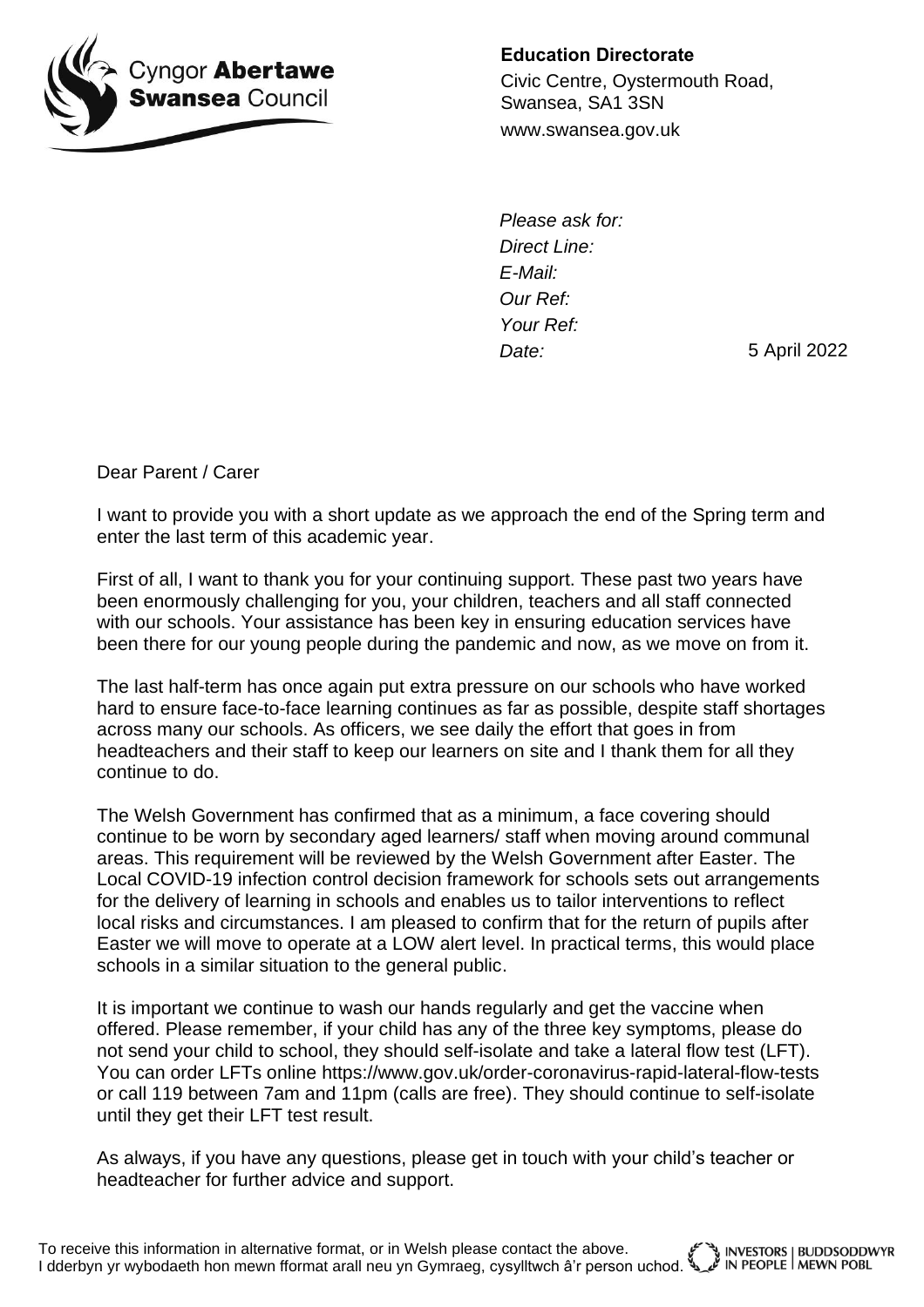Cyngor **Abertawe**
**Swansea** Council

**Education Directorate**

Civic Centre, Oystermouth Road,
Swansea, SA1 3SN
www.swansea.gov.uk

*Please ask for:*
*Direct Line:*
*E-Mail:*
*Our Ref:*
*Your Ref:*
*Date:* 5 April 2022

Dear Parent / Carer

I want to provide you with a short update as we approach the end of the Spring term and enter the last term of this academic year.

First of all, I want to thank you for your continuing support. These past two years have been enormously challenging for you, your children, teachers and all staff connected with our schools. Your assistance has been key in ensuring education services have been there for our young people during the pandemic and now, as we move on from it.

The last half-term has once again put extra pressure on our schools who have worked hard to ensure face-to-face learning continues as far as possible, despite staff shortages across many our schools. As officers, we see daily the effort that goes in from headteachers and their staff to keep our learners on site and I thank them for all they continue to do.

The Welsh Government has confirmed that as a minimum, a face covering should continue to be worn by secondary aged learners/ staff when moving around communal areas. This requirement will be reviewed by the Welsh Government after Easter. The Local COVID-19 infection control decision framework for schools sets out arrangements for the delivery of learning in schools and enables us to tailor interventions to reflect local risks and circumstances. I am pleased to confirm that for the return of pupils after Easter we will move to operate at a LOW alert level. In practical terms, this would place schools in a similar situation to the general public.

It is important we continue to wash our hands regularly and get the vaccine when offered. Please remember, if your child has any of the three key symptoms, please do not send your child to school, they should self-isolate and take a lateral flow test (LFT). You can order LFTs online https://www.gov.uk/order-coronavirus-rapid-lateral-flow-tests or call 119 between 7am and 11pm (calls are free). They should continue to self-isolate until they get their LFT test result.

As always, if you have any questions, please get in touch with your child's teacher or headteacher for further advice and support.

To receive this information in alternative format, or in Welsh please contact the above.
I dderbyn yr wybodaeth hon mewn fformat arall neu yn Gymraeg, cysylltwch â'r person uchod.

INVESTORS IN PEOPLE | BUDDSODDWYR MEWN POBL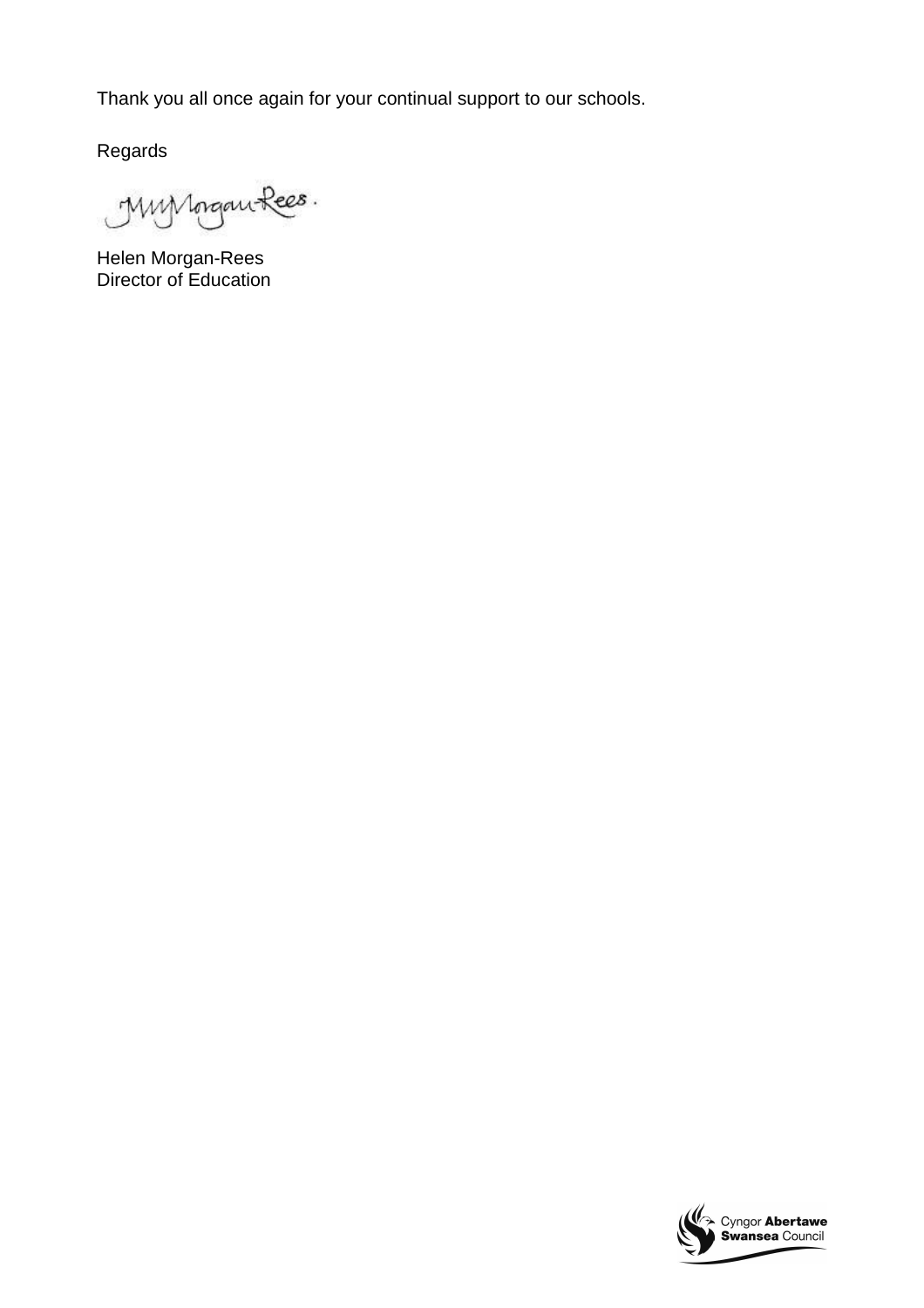Thank you all once again for your continual support to our schools.

Regards

Helen Morgan-Rees
Director of Education